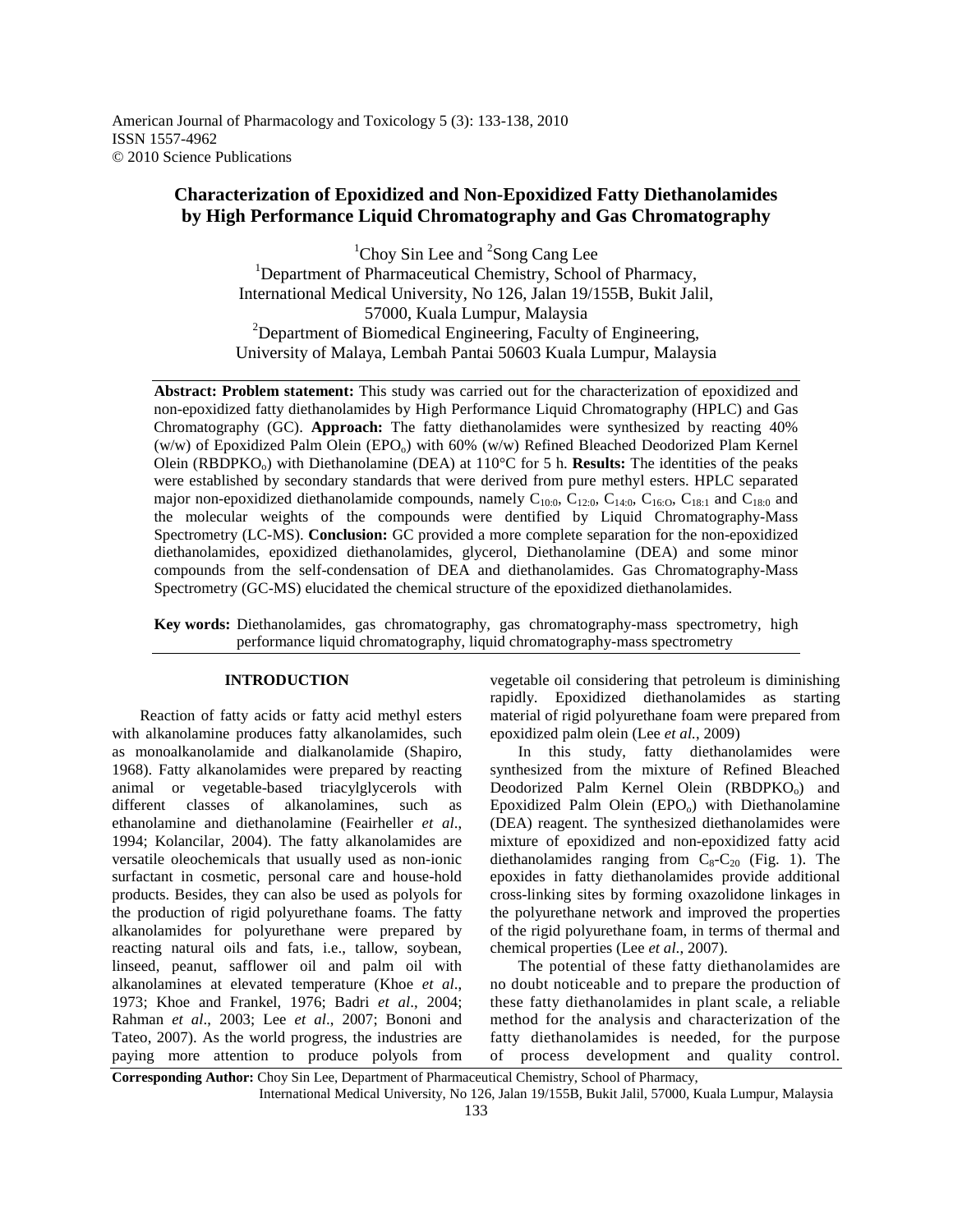American Journal of Pharmacology and Toxicology 5 (3): 133-138, 2010
ISSN 1557-4962
© 2010 Science Publications

# Characterization of Epoxidized and Non-Epoxidized Fatty Diethanolamides by High Performance Liquid Chromatography and Gas Chromatography

[1]Choy Sin Lee and [2]Song Cang Lee

[1]Department of Pharmaceutical Chemistry, School of Pharmacy, International Medical University, No 126, Jalan 19/155B, Bukit Jalil, 57000, Kuala Lumpur, Malaysia

[2]Department of Biomedical Engineering, Faculty of Engineering, University of Malaya, Lembah Pantai 50603 Kuala Lumpur, Malaysia

**Abstract: Problem statement:** This study was carried out for the characterization of epoxidized and non-epoxidized fatty diethanolamides by High Performance Liquid Chromatography (HPLC) and Gas Chromatography (GC). **Approach:** The fatty diethanolamides were synthesized by reacting 40% (w/w) of Epoxidized Palm Olein ($EPO_o$) with 60% (w/w) Refined Bleached Deodorized Plam Kernel Olein ($RBDPKO_o$) with Diethanolamine (DEA) at 110°C for 5 h. **Results:** The identities of the peaks were established by secondary standards that were derived from pure methyl esters. HPLC separated major non-epoxidized diethanolamide compounds, namely $C_{10:0}$, $C_{12:0}$, $C_{14:0}$, $C_{16:O}$, $C_{18:1}$ and $C_{18:0}$ and the molecular weights of the compounds were dentified by Liquid Chromatography-Mass Spectrometry (LC-MS). **Conclusion:** GC provided a more complete separation for the non-epoxidized diethanolamides, epoxidized diethanolamides, glycerol, Diethanolamine (DEA) and some minor compounds from the self-condensation of DEA and diethanolamides. Gas Chromatography-Mass Spectrometry (GC-MS) elucidated the chemical structure of the epoxidized diethanolamides.

**Key words:** Diethanolamides, gas chromatography, gas chromatography-mass spectrometry, high performance liquid chromatography, liquid chromatography-mass spectrometry

## INTRODUCTION

Reaction of fatty acids or fatty acid methyl esters with alkanolamine produces fatty alkanolamides, such as monoalkanolamide and dialkanolamide (Shapiro, 1968). Fatty alkanolamides were prepared by reacting animal or vegetable-based triacylglycerols with different classes of alkanolamines, such as ethanolamine and diethanolamine (Feairheller *et al*., 1994; Kolancilar, 2004). The fatty alkanolamides are versatile oleochemicals that usually used as non-ionic surfactant in cosmetic, personal care and house-hold products. Besides, they can also be used as polyols for the production of rigid polyurethane foams. The fatty alkanolamides for polyurethane were prepared by reacting natural oils and fats, i.e., tallow, soybean, linseed, peanut, safflower oil and palm oil with alkanolamines at elevated temperature (Khoe *et al*., 1973; Khoe and Frankel, 1976; Badri *et al*., 2004; Rahman *et al*., 2003; Lee *et al*., 2007; Bononi and Tateo, 2007). As the world progress, the industries are paying more attention to produce polyols from vegetable oil considering that petroleum is diminishing rapidly. Epoxidized diethanolamides as starting material of rigid polyurethane foam were prepared from epoxidized palm olein (Lee *et al.*, 2009)

In this study, fatty diethanolamides were synthesized from the mixture of Refined Bleached Deodorized Palm Kernel Olein ($RBDPKO_o$) and Epoxidized Palm Olein ($EPO_o$) with Diethanolamine (DEA) reagent. The synthesized diethanolamides were mixture of epoxidized and non-epoxidized fatty acid diethanolamides ranging from $C_8$-$C_{20}$ (Fig. 1). The epoxides in fatty diethanolamides provide additional cross-linking sites by forming oxazolidone linkages in the polyurethane network and improved the properties of the rigid polyurethane foam, in terms of thermal and chemical properties (Lee *et al*., 2007).

The potential of these fatty diethanolamides are no doubt noticeable and to prepare the production of these fatty diethanolamides in plant scale, a reliable method for the analysis and characterization of the fatty diethanolamides is needed, for the purpose of process development and quality control.

**Corresponding Author:** Choy Sin Lee, Department of Pharmaceutical Chemistry, School of Pharmacy, International Medical University, No 126, Jalan 19/155B, Bukit Jalil, 57000, Kuala Lumpur, Malaysia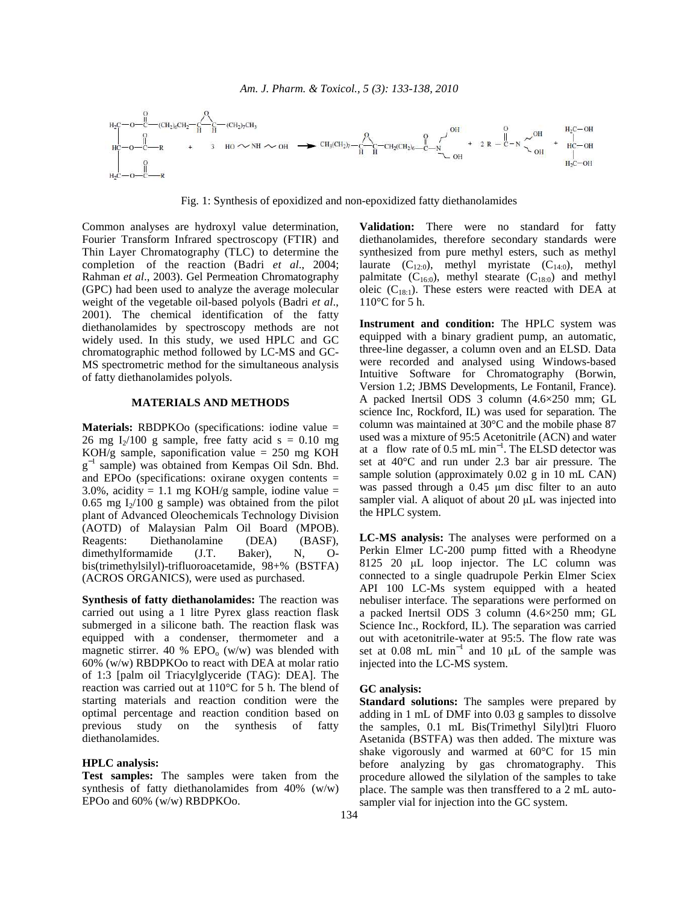Fig. 1: Synthesis of epoxidized and non-epoxidized fatty diethanolamides

Common analyses are hydroxyl value determination, Fourier Transform Infrared spectroscopy (FTIR) and Thin Layer Chromatography (TLC) to determine the completion of the reaction (Badri *et al*., 2004; Rahman *et al*., 2003). Gel Permeation Chromatography (GPC) had been used to analyze the average molecular weight of the vegetable oil-based polyols (Badri *et al*., 2001). The chemical identification of the fatty diethanolamides by spectroscopy methods are not widely used. In this study, we used HPLC and GC chromatographic method followed by LC-MS and GC-MS spectrometric method for the simultaneous analysis of fatty diethanolamides polyols.

## MATERIALS AND METHODS

**Materials:** RBDPKOo (specifications: iodine value = 26 mg $I_2$/100 g sample, free fatty acid s = 0.10 mg KOH/g sample, saponification value = 250 mg KOH $g^{-1}$ sample) was obtained from Kempas Oil Sdn. Bhd. and EPOo (specifications: oxirane oxygen contents = 3.0%, acidity = 1.1 mg KOH/g sample, iodine value = 0.65 mg $I_2$/100 g sample) was obtained from the pilot plant of Advanced Oleochemicals Technology Division (AOTD) of Malaysian Palm Oil Board (MPOB). Reagents: Diethanolamine (DEA) (BASF), dimethylformamide (J.T. Baker), N, O-bis(trimethylsilyl)-trifluoroacetamide, 98+% (BSTFA) (ACROS ORGANICS), were used as purchased.

**Synthesis of fatty diethanolamides:** The reaction was carried out using a 1 litre Pyrex glass reaction flask submerged in a silicone bath. The reaction flask was equipped with a condenser, thermometer and a magnetic stirrer. 40 % $EPO_o$ (w/w) was blended with 60% (w/w) RBDPKOo to react with DEA at molar ratio of 1:3 [palm oil Triacylglyceride (TAG): DEA]. The reaction was carried out at 110°C for 5 h. The blend of starting materials and reaction condition were the optimal percentage and reaction condition based on previous study on the synthesis of fatty diethanolamides.

### HPLC analysis:

**Test samples:** The samples were taken from the synthesis of fatty diethanolamides from 40% (w/w) EPOo and 60% (w/w) RBDPKOo.

**Validation:** There were no standard for fatty diethanolamides, therefore secondary standards were synthesized from pure methyl esters, such as methyl laurate ($C_{12:0}$), methyl myristate ($C_{14:0}$), methyl palmitate ($C_{16:0}$), methyl stearate ($C_{18:0}$) and methyl oleic ($C_{18:1}$). These esters were reacted with DEA at 110°C for 5 h.

**Instrument and condition:** The HPLC system was equipped with a binary gradient pump, an automatic, three-line degasser, a column oven and an ELSD. Data were recorded and analysed using Windows-based Intuitive Software for Chromatography (Borwin, Version 1.2; JBMS Developments, Le Fontanil, France). A packed Inertsil ODS 3 column (4.6×250 mm; GL science Inc, Rockford, IL) was used for separation. The column was maintained at 30°C and the mobile phase 87 used was a mixture of 95:5 Acetonitrile (ACN) and water at a flow rate of 0.5 mL $min^{-1}$. The ELSD detector was set at 40°C and run under 2.3 bar air pressure. The sample solution (approximately 0.02 g in 10 mL CAN) was passed through a 0.45 μm disc filter to an auto sampler vial. A aliquot of about 20 μL was injected into the HPLC system.

**LC-MS analysis:** The analyses were performed on a Perkin Elmer LC-200 pump fitted with a Rheodyne 8125 20 μL loop injector. The LC column was connected to a single quadrupole Perkin Elmer Sciex API 100 LC-Ms system equipped with a heated nebuliser interface. The separations were performed on a packed Inertsil ODS 3 column (4.6×250 mm; GL Science Inc., Rockford, IL). The separation was carried out with acetonitrile-water at 95:5. The flow rate was set at 0.08 mL $min^{-1}$ and 10 μL of the sample was injected into the LC-MS system.

### GC analysis:

**Standard solutions:** The samples were prepared by adding in 1 mL of DMF into 0.03 g samples to dissolve the samples, 0.1 mL Bis(Trimethyl Silyl)tri Fluoro Asetanida (BSTFA) was then added. The mixture was shake vigorously and warmed at 60°C for 15 min before analyzing by gas chromatography. This procedure allowed the silylation of the samples to take place. The sample was then transffered to a 2 mL auto-sampler vial for injection into the GC system.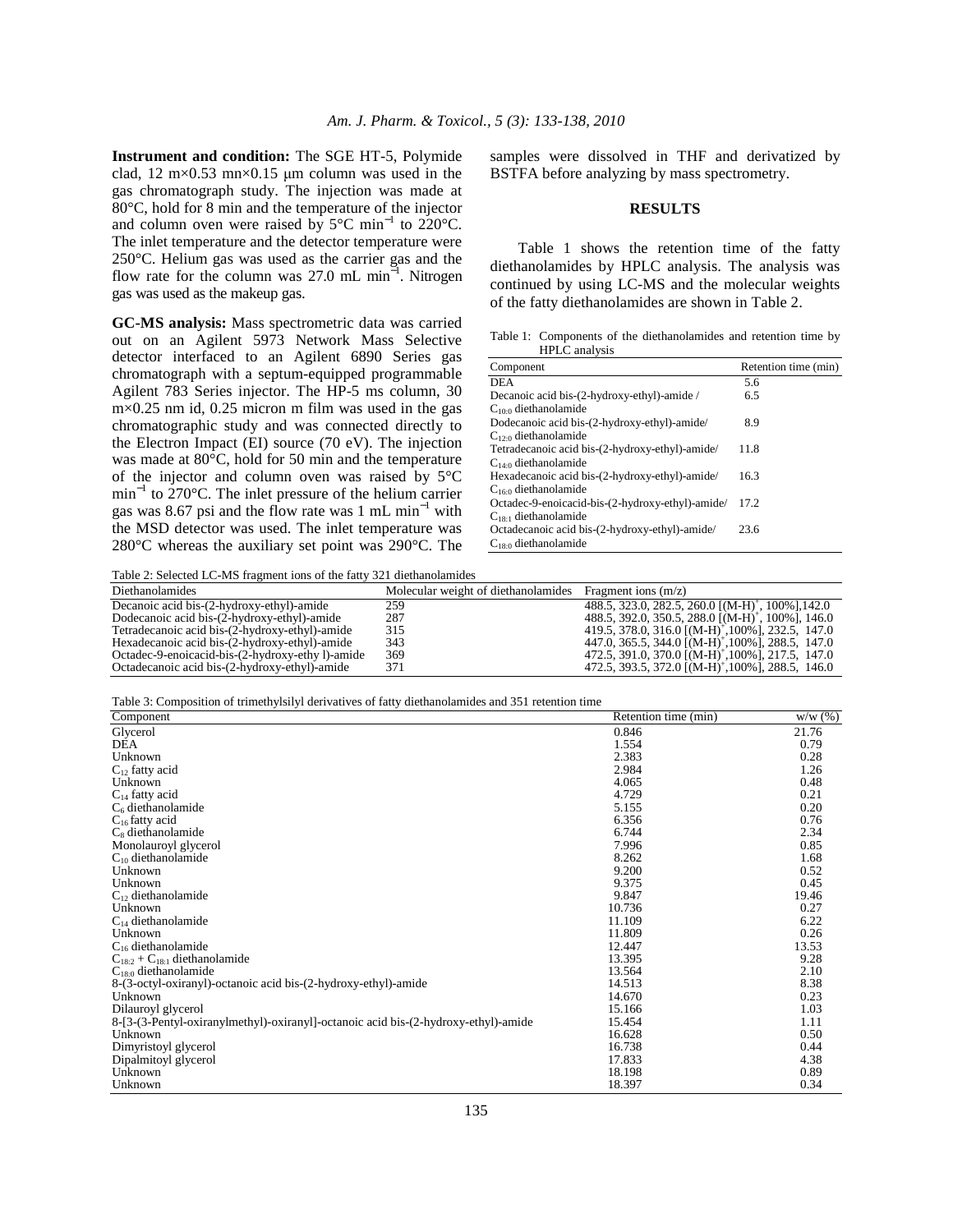**Instrument and condition:** The SGE HT-5, Polymide clad, 12 m×0.53 mn×0.15 μm column was used in the gas chromatograph study. The injection was made at 80°C, hold for 8 min and the temperature of the injector and column oven were raised by 5°C $min^{-1}$ to 220°C. The inlet temperature and the detector temperature were 250°C. Helium gas was used as the carrier gas and the flow rate for the column was 27.0 mL $min^{-1}$. Nitrogen gas was used as the makeup gas.

**GC-MS analysis:** Mass spectrometric data was carried out on an Agilent 5973 Network Mass Selective detector interfaced to an Agilent 6890 Series gas chromatograph with a septum-equipped programmable Agilent 783 Series injector. The HP-5 ms column, 30 m×0.25 nm id, 0.25 micron m film was used in the gas chromatographic study and was connected directly to the Electron Impact (EI) source (70 eV). The injection was made at 80°C, hold for 50 min and the temperature of the injector and column oven was raised by 5°C $min^{-1}$ to 270°C. The inlet pressure of the helium carrier gas was 8.67 psi and the flow rate was 1 mL $min^{-1}$ with the MSD detector was used. The inlet temperature was 280°C whereas the auxiliary set point was 290°C. The samples were dissolved in THF and derivatized by BSTFA before analyzing by mass spectrometry.

## RESULTS

Table 1 shows the retention time of the fatty diethanolamides by HPLC analysis. The analysis was continued by using LC-MS and the molecular weights of the fatty diethanolamides are shown in Table 2.

Table 1: Components of the diethanolamides and retention time by HPLC analysis

| Component | Retention time (min) |
|---|---|
| DEA | 5.6 |
| Decanoic acid bis-(2-hydroxy-ethyl)-amide / $C_{10:0}$ diethanolamide | 6.5 |
| Dodecanoic acid bis-(2-hydroxy-ethyl)-amide/ $C_{12:0}$ diethanolamide | 8.9 |
| Tetradecanoic acid bis-(2-hydroxy-ethyl)-amide/ $C_{14:0}$ diethanolamide | 11.8 |
| Hexadecanoic acid bis-(2-hydroxy-ethyl)-amide/ $C_{16:0}$ diethanolamide | 16.3 |
| Octadec-9-enoicacid-bis-(2-hydroxy-ethyl)-amide/ $C_{18:1}$ diethanolamide | 17.2 |
| Octadecanoic acid bis-(2-hydroxy-ethyl)-amide/ $C_{18:0}$ diethanolamide | 23.6 |

Table 2: Selected LC-MS fragment ions of the fatty 321 diethanolamides

| Diethanolamides | Molecular weight of diethanolamides | Fragment ions (m/z) |
|---|---|---|
| Decanoic acid bis-(2-hydroxy-ethyl)-amide | 259 | 488.5, 323.0, 282.5, 260.0 [$(M-H)^+$, 100%],142.0 |
| Dodecanoic acid bis-(2-hydroxy-ethyl)-amide | 287 | 488.5, 392.0, 350.5, 288.0 [$(M-H)^+$, 100%], 146.0 |
| Tetradecanoic acid bis-(2-hydroxy-ethyl)-amide | 315 | 419.5, 378.0, 316.0 [$(M-H)^+$,100%], 232.5, 147.0 |
| Hexadecanoic acid bis-(2-hydroxy-ethyl)-amide | 343 | 447.0, 365.5, 344.0 [$(M-H)^+$,100%], 288.5, 147.0 |
| Octadec-9-enoicacid-bis-(2-hydroxy-ethy l)-amide | 369 | 472.5, 391.0, 370.0 [$(M-H)^+$,100%], 217.5, 147.0 |
| Octadecanoic acid bis-(2-hydroxy-ethyl)-amide | 371 | 472.5, 393.5, 372.0 [$(M-H)^+$,100%], 288.5, 146.0 |

Table 3: Composition of trimethylsilyl derivatives of fatty diethanolamides and 351 retention time

| Component | Retention time (min) | w/w (%) |
|---|---|---|
| Glycerol | 0.846 | 21.76 |
| DEA | 1.554 | 0.79 |
| Unknown | 2.383 | 0.28 |
| $C_{12}$ fatty acid | 2.984 | 1.26 |
| Unknown | 4.065 | 0.48 |
| $C_{14}$ fatty acid | 4.729 | 0.21 |
| $C_6$ diethanolamide | 5.155 | 0.20 |
| $C_{16}$ fatty acid | 6.356 | 0.76 |
| $C_8$ diethanolamide | 6.744 | 2.34 |
| Monolauroyl glycerol | 7.996 | 0.85 |
| $C_{10}$ diethanolamide | 8.262 | 1.68 |
| Unknown | 9.200 | 0.52 |
| Unknown | 9.375 | 0.45 |
| $C_{12}$ diethanolamide | 9.847 | 19.46 |
| Unknown | 10.736 | 0.27 |
| $C_{14}$ diethanolamide | 11.109 | 6.22 |
| Unknown | 11.809 | 0.26 |
| $C_{16}$ diethanolamide | 12.447 | 13.53 |
| $C_{18:2}$ + $C_{18:1}$ diethanolamide | 13.395 | 9.28 |
| $C_{18:0}$ diethanolamide | 13.564 | 2.10 |
| 8-(3-octyl-oxiranyl)-octanoic acid bis-(2-hydroxy-ethyl)-amide | 14.513 | 8.38 |
| Unknown | 14.670 | 0.23 |
| Dilauroyl glycerol | 15.166 | 1.03 |
| 8-[3-(3-Pentyl-oxiranylmethyl)-oxiranyl]-octanoic acid bis-(2-hydroxy-ethyl)-amide | 15.454 | 1.11 |
| Unknown | 16.628 | 0.50 |
| Dimyristoyl glycerol | 16.738 | 0.44 |
| Dipalmitoyl glycerol | 17.833 | 4.38 |
| Unknown | 18.198 | 0.89 |
| Unknown | 18.397 | 0.34 |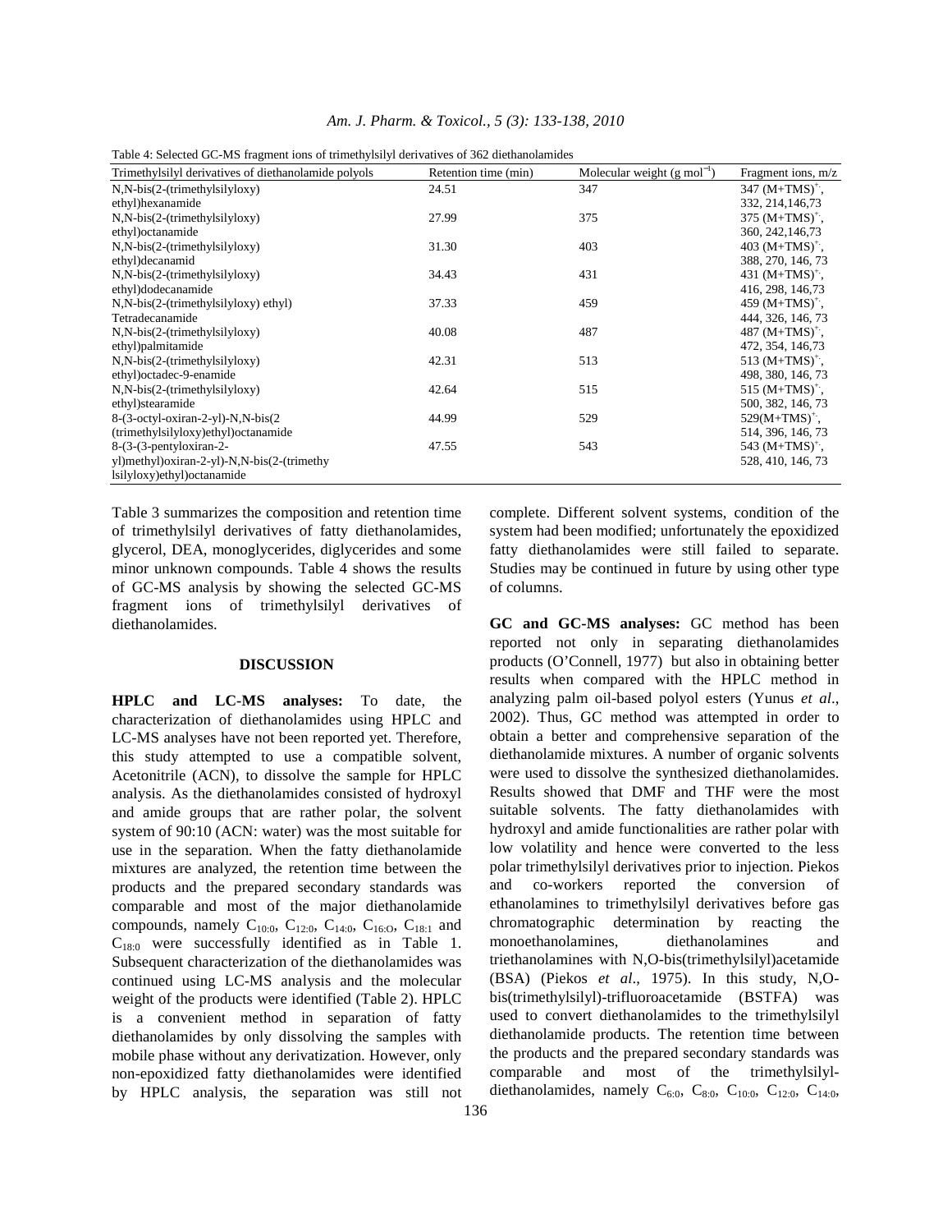Table 4: Selected GC-MS fragment ions of trimethylsilyl derivatives of 362 diethanolamides

| Trimethylsilyl derivatives of diethanolamide polyols | Retention time (min) | Molecular weight (g $mol^{-1}$) | Fragment ions, m/z |
|---|---|---|---|
| N,N-bis(2-(trimethylsilyloxy) ethyl)hexanamide | 24.51 | 347 | 347 $(M+TMS)^{+}$, 332, 214,146,73 |
| N,N-bis(2-(trimethylsilyloxy) ethyl)octanamide | 27.99 | 375 | 375 $(M+TMS)^{+}$, 360, 242,146,73 |
| N,N-bis(2-(trimethylsilyloxy) ethyl)decanamid | 31.30 | 403 | 403 $(M+TMS)^{+}$, 388, 270, 146, 73 |
| N,N-bis(2-(trimethylsilyloxy) ethyl)dodecanamide | 34.43 | 431 | 431 $(M+TMS)^{+}$, 416, 298, 146,73 |
| N,N-bis(2-(trimethylsilyloxy) ethyl) Tetradecanamide | 37.33 | 459 | 459 $(M+TMS)^{+}$, 444, 326, 146, 73 |
| N,N-bis(2-(trimethylsilyloxy) ethyl)palmitamide | 40.08 | 487 | 487 $(M+TMS)^{+}$, 472, 354, 146,73 |
| N,N-bis(2-(trimethylsilyloxy) ethyl)octadec-9-enamide | 42.31 | 513 | 513 $(M+TMS)^{+}$, 498, 380, 146, 73 |
| N,N-bis(2-(trimethylsilyloxy) ethyl)stearamide | 42.64 | 515 | 515 $(M+TMS)^{+}$, 500, 382, 146, 73 |
| 8-(3-octyl-oxiran-2-yl)-N,N-bis(2 (trimethylsilyloxy)ethyl)octanamide | 44.99 | 529 | 529$(M+TMS)^{+}$, 514, 396, 146, 73 |
| 8-(3-(3-pentyloxiran-2-yl)methyl)oxiran-2-yl)-N,N-bis(2-(trimethy lsilyloxy)ethyl)octanamide | 47.55 | 543 | 543 $(M+TMS)^{+}$, 528, 410, 146, 73 |

Table 3 summarizes the composition and retention time of trimethylsilyl derivatives of fatty diethanolamides, glycerol, DEA, monoglycerides, diglycerides and some minor unknown compounds. Table 4 shows the results of GC-MS analysis by showing the selected GC-MS fragment ions of trimethylsilyl derivatives of diethanolamides.

## DISCUSSION

**HPLC and LC-MS analyses:** To date, the characterization of diethanolamides using HPLC and LC-MS analyses have not been reported yet. Therefore, this study attempted to use a compatible solvent, Acetonitrile (ACN), to dissolve the sample for HPLC analysis. As the diethanolamides consisted of hydroxyl and amide groups that are rather polar, the solvent system of 90:10 (ACN: water) was the most suitable for use in the separation. When the fatty diethanolamide mixtures are analyzed, the retention time between the products and the prepared secondary standards was comparable and most of the major diethanolamide compounds, namely $C_{10:0}$, $C_{12:0}$, $C_{14:0}$, $C_{16:O}$, $C_{18:1}$ and $C_{18:0}$ were successfully identified as in Table 1. Subsequent characterization of the diethanolamides was continued using LC-MS analysis and the molecular weight of the products were identified (Table 2). HPLC is a convenient method in separation of fatty diethanolamides by only dissolving the samples with mobile phase without any derivatization. However, only non-epoxidized fatty diethanolamides were identified by HPLC analysis, the separation was still not complete. Different solvent systems, condition of the system had been modified; unfortunately the epoxidized fatty diethanolamides were still failed to separate. Studies may be continued in future by using other type of columns.

**GC and GC-MS analyses:** GC method has been reported not only in separating diethanolamides products (O'Connell, 1977) but also in obtaining better results when compared with the HPLC method in analyzing palm oil-based polyol esters (Yunus *et al*., 2002). Thus, GC method was attempted in order to obtain a better and comprehensive separation of the diethanolamide mixtures. A number of organic solvents were used to dissolve the synthesized diethanolamides. Results showed that DMF and THF were the most suitable solvents. The fatty diethanolamides with hydroxyl and amide functionalities are rather polar with low volatility and hence were converted to the less polar trimethylsilyl derivatives prior to injection. Piekos and co-workers reported the conversion of ethanolamines to trimethylsilyl derivatives before gas chromatographic determination by reacting the monoethanolamines, diethanolamines and triethanolamines with N,O-bis(trimethylsilyl)acetamide (BSA) (Piekos *et al*., 1975). In this study, N,O-bis(trimethylsilyl)-trifluoroacetamide (BSTFA) was used to convert diethanolamides to the trimethylsilyl diethanolamide products. The retention time between the products and the prepared secondary standards was comparable and most of the trimethylsilyl-diethanolamides, namely $C_{6:0}$, $C_{8:0}$, $C_{10:0}$, $C_{12:0}$, $C_{14:0}$,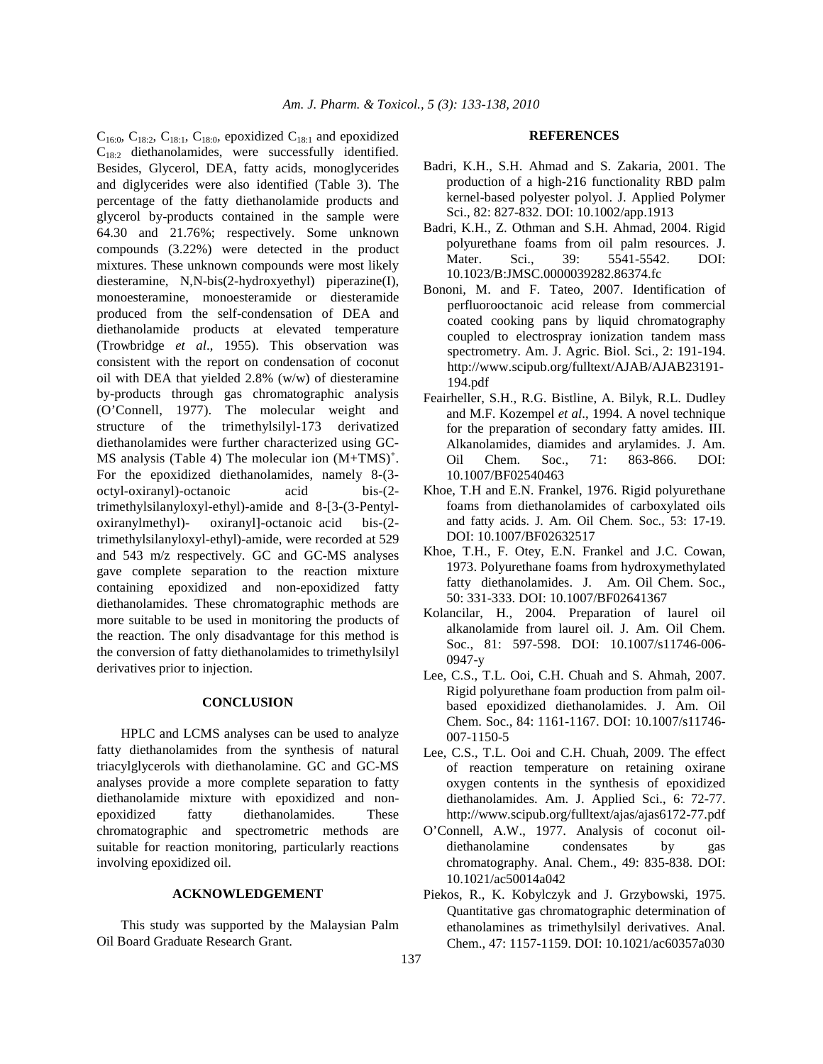$C_{16:0}$, $C_{18:2}$, $C_{18:1}$, $C_{18:0}$, epoxidized $C_{18:1}$ and epoxidized $C_{18:2}$ diethanolamides, were successfully identified. Besides, Glycerol, DEA, fatty acids, monoglycerides and diglycerides were also identified (Table 3). The percentage of the fatty diethanolamide products and glycerol by-products contained in the sample were 64.30 and 21.76%; respectively. Some unknown compounds (3.22%) were detected in the product mixtures. These unknown compounds were most likely diesteramine, N,N-bis(2-hydroxyethyl) piperazine(I), monoesteramine, monoesteramide or diesteramide produced from the self-condensation of DEA and diethanolamide products at elevated temperature (Trowbridge *et al*., 1955). This observation was consistent with the report on condensation of coconut oil with DEA that yielded 2.8% (w/w) of diesteramine by-products through gas chromatographic analysis (O'Connell, 1977). The molecular weight and structure of the trimethylsilyl-173 derivatized diethanolamides were further characterized using GC-MS analysis (Table 4) The molecular ion $(M+TMS)^+$. For the epoxidized diethanolamides, namely 8-(3-octyl-oxiranyl)-octanoic acid bis-(2-trimethylsilanyloxyl-ethyl)-amide and 8-[3-(3-Pentyl-oxiranylmethyl)- oxiranyl]-octanoic acid bis-(2-trimethylsilanyloxyl-ethyl)-amide, were recorded at 529 and 543 m/z respectively. GC and GC-MS analyses gave complete separation to the reaction mixture containing epoxidized and non-epoxidized fatty diethanolamides. These chromatographic methods are more suitable to be used in monitoring the products of the reaction. The only disadvantage for this method is the conversion of fatty diethanolamides to trimethylsilyl derivatives prior to injection.

## CONCLUSION

HPLC and LCMS analyses can be used to analyze fatty diethanolamides from the synthesis of natural triacylglycerols with diethanolamine. GC and GC-MS analyses provide a more complete separation to fatty diethanolamide mixture with epoxidized and non-epoxidized fatty diethanolamides. These chromatographic and spectrometric methods are suitable for reaction monitoring, particularly reactions involving epoxidized oil.

## ACKNOWLEDGEMENT

This study was supported by the Malaysian Palm Oil Board Graduate Research Grant.

## REFERENCES

Badri, K.H., S.H. Ahmad and S. Zakaria, 2001. The production of a high-216 functionality RBD palm kernel-based polyester polyol. J. Applied Polymer Sci., 82: 827-832. DOI: 10.1002/app.1913

Badri, K.H., Z. Othman and S.H. Ahmad, 2004. Rigid polyurethane foams from oil palm resources. J. Mater. Sci., 39: 5541-5542. DOI: 10.1023/B:JMSC.0000039282.86374.fc

Bononi, M. and F. Tateo, 2007. Identification of perfluorooctanoic acid release from commercial coated cooking pans by liquid chromatography coupled to electrospray ionization tandem mass spectrometry. Am. J. Agric. Biol. Sci., 2: 191-194. http://www.scipub.org/fulltext/AJAB/AJAB23191-194.pdf

Feairheller, S.H., R.G. Bistline, A. Bilyk, R.L. Dudley and M.F. Kozempel *et al*., 1994. A novel technique for the preparation of secondary fatty amides. III. Alkanolamides, diamides and arylamides. J. Am. Oil Chem. Soc., 71: 863-866. DOI: 10.1007/BF02540463

Khoe, T.H and E.N. Frankel, 1976. Rigid polyurethane foams from diethanolamides of carboxylated oils and fatty acids. J. Am. Oil Chem. Soc., 53: 17-19. DOI: 10.1007/BF02632517

Khoe, T.H., F. Otey, E.N. Frankel and J.C. Cowan, 1973. Polyurethane foams from hydroxymethylated fatty diethanolamides. J. Am. Oil Chem. Soc., 50: 331-333. DOI: 10.1007/BF02641367

Kolancilar, H., 2004. Preparation of laurel oil alkanolamide from laurel oil. J. Am. Oil Chem. Soc., 81: 597-598. DOI: 10.1007/s11746-006-0947-y

Lee, C.S., T.L. Ooi, C.H. Chuah and S. Ahmah, 2007. Rigid polyurethane foam production from palm oil-based epoxidized diethanolamides. J. Am. Oil Chem. Soc., 84: 1161-1167. DOI: 10.1007/s11746-007-1150-5

Lee, C.S., T.L. Ooi and C.H. Chuah, 2009. The effect of reaction temperature on retaining oxirane oxygen contents in the synthesis of epoxidized diethanolamides. Am. J. Applied Sci., 6: 72-77. http://www.scipub.org/fulltext/ajas/ajas6172-77.pdf

O'Connell, A.W., 1977. Analysis of coconut oil-diethanolamine condensates by gas chromatography. Anal. Chem., 49: 835-838. DOI: 10.1021/ac50014a042

Piekos, R., K. Kobylczyk and J. Grzybowski, 1975. Quantitative gas chromatographic determination of ethanolamines as trimethylsilyl derivatives. Anal. Chem., 47: 1157-1159. DOI: 10.1021/ac60357a030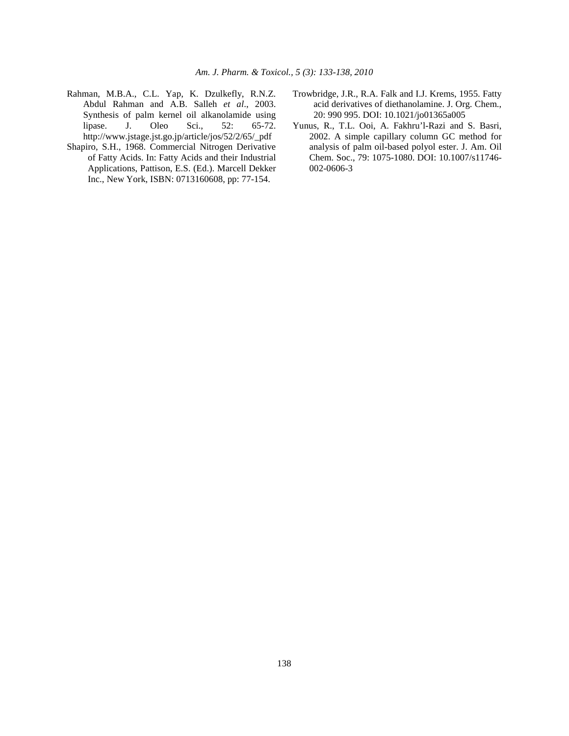Rahman, M.B.A., C.L. Yap, K. Dzulkefly, R.N.Z. Abdul Rahman and A.B. Salleh *et al*., 2003. Synthesis of palm kernel oil alkanolamide using lipase. J. Oleo Sci., 52: 65-72. http://www.jstage.jst.go.jp/article/jos/52/2/65/_pdf

Shapiro, S.H., 1968. Commercial Nitrogen Derivative of Fatty Acids. In: Fatty Acids and their Industrial Applications, Pattison, E.S. (Ed.). Marcell Dekker Inc., New York, ISBN: 0713160608, pp: 77-154.

Trowbridge, J.R., R.A. Falk and I.J. Krems, 1955. Fatty acid derivatives of diethanolamine. J. Org. Chem., 20: 990 995. DOI: 10.1021/jo01365a005

Yunus, R., T.L. Ooi, A. Fakhru'l-Razi and S. Basri, 2002. A simple capillary column GC method for analysis of palm oil-based polyol ester. J. Am. Oil Chem. Soc., 79: 1075-1080. DOI: 10.1007/s11746-002-0606-3